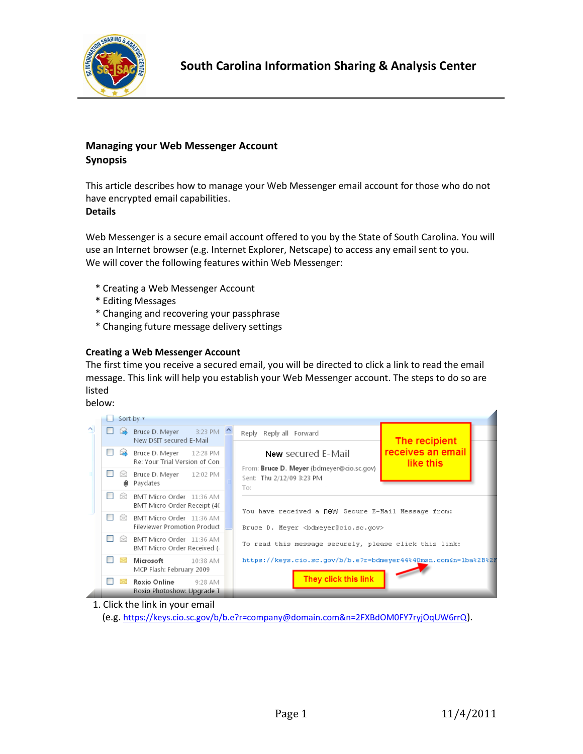## Managing your Web Messenger Account

## Synopsis

This article describes how to manage your Web Messenger email account for those who do not have encrypted email capabilities.

**Details**

Web Messenger is a secure email account offered to you by the State of South Carolina. You will use an Internet browser (e.g. Internet Explorer, Netscape) to access any email sent to you.
We will cover the following features within Web Messenger:

* Creating a Web Messenger Account
* Editing Messages
* Changing and recovering your passphrase
* Changing future message delivery settings

### Creating a Web Messenger Account

The first time you receive a secured email, you will be directed to click a link to read the email message. This link will help you establish your Web Messenger account. The steps to do so are listed
below:

1. Click the link in your email
   (e.g. https://keys.cio.sc.gov/b/b.e?r=company@domain.com&n=2FXBdOM0FY7ryjOqUW6rrQ).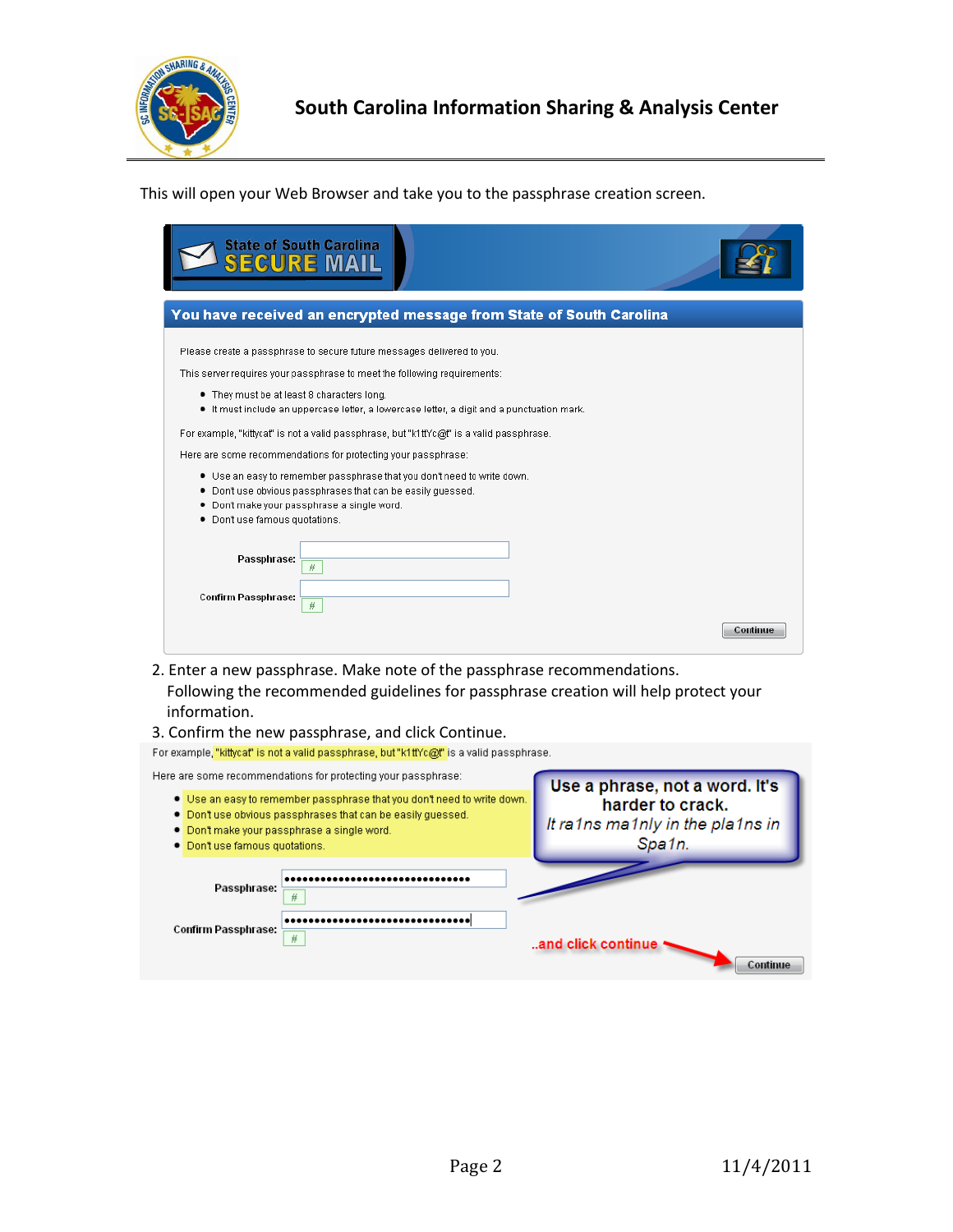This will open your Web Browser and take you to the passphrase creation screen.

State of South Carolina SECURE MAIL

**You have received an encrypted message from State of South Carolina**

Please create a passphrase to secure future messages delivered to you.

This server requires your passphrase to meet the following requirements:

- They must be at least 8 characters long.
- It must include an uppercase letter, a lowercase letter, a digit and a punctuation mark.

For example, "kittycat" is not a valid passphrase, but "k1ttYc@t" is a valid passphrase.

Here are some recommendations for protecting your passphrase:

- Use an easy to remember passphrase that you don't need to write down.
- Dont use obvious passphrases that can be easily guessed.
- Dont make your passphrase a single word.
- Dont use famous quotations.

**Passphrase:**

**Confirm Passphrase:**

Continue

2. Enter a new passphrase. Make note of the passphrase recommendations. Following the recommended guidelines for passphrase creation will help protect your information.
3. Confirm the new passphrase, and click Continue.

For example, "kittycat" is not a valid passphrase, but "k1ttYc@t" is a valid passphrase.

Here are some recommendations for protecting your passphrase:

- Use an easy to remember passphrase that you don't need to write down.
- Dont use obvious passphrases that can be easily guessed.
- Dont make your passphrase a single word.
- Dont use famous quotations.

**Use a phrase, not a word. It's harder to crack.**
*It ra1ns ma1nly in the pla1ns in Spa1n.*

**Passphrase:** ••••••••••••••••••••••••••••••••

**Confirm Passphrase:** ••••••••••••••••••••••••••••••••

..and click continue

Continue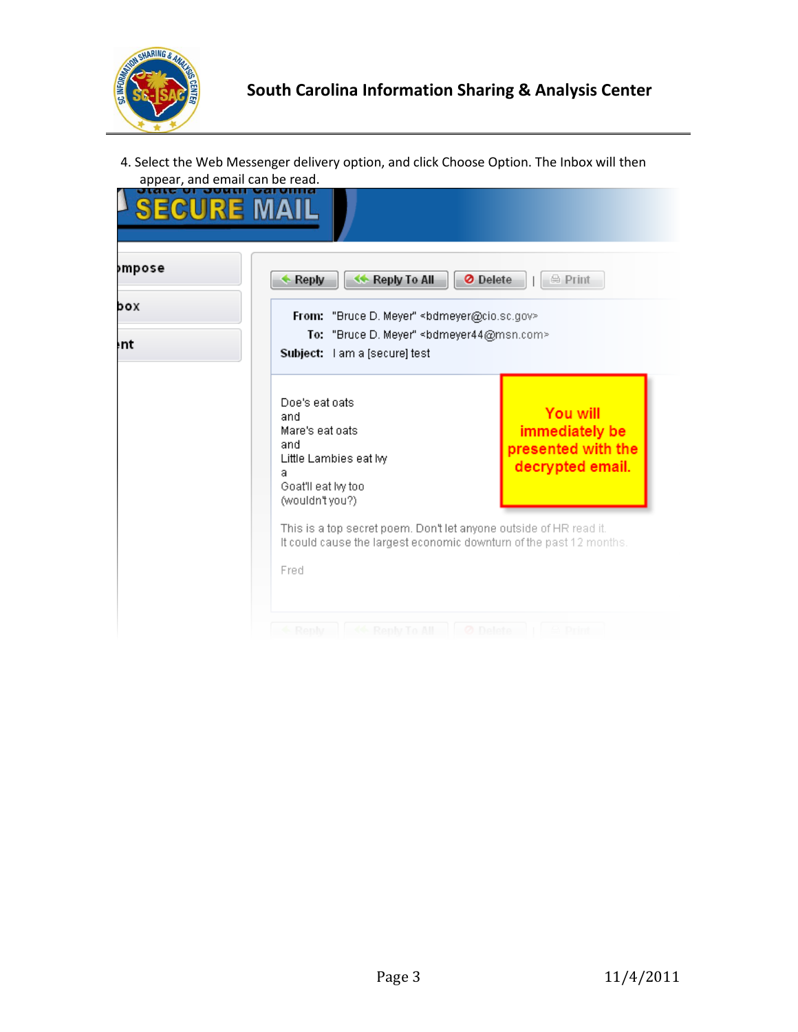4. Select the Web Messenger delivery option, and click Choose Option. The Inbox will then appear, and email can be read.

SECURE MAIL

mpose

box

nt

Reply | Reply To All | Delete | Print

**From:** "Bruce D. Meyer" <bdmeyer@cio.sc.gov>
**To:** "Bruce D. Meyer" <bdmeyer44@msn.com>
**Subject:** I am a [secure] test

Doe's eat oats
and
Mare's eat oats
and
Little Lambies eat Ivy
a
Goat'll eat Ivy too
(wouldn't you?)

This is a top secret poem. Don't let anyone outside of HR read it.
It could cause the largest economic downturn of the past 12 months.

Fred

**You will immediately be presented with the decrypted email.**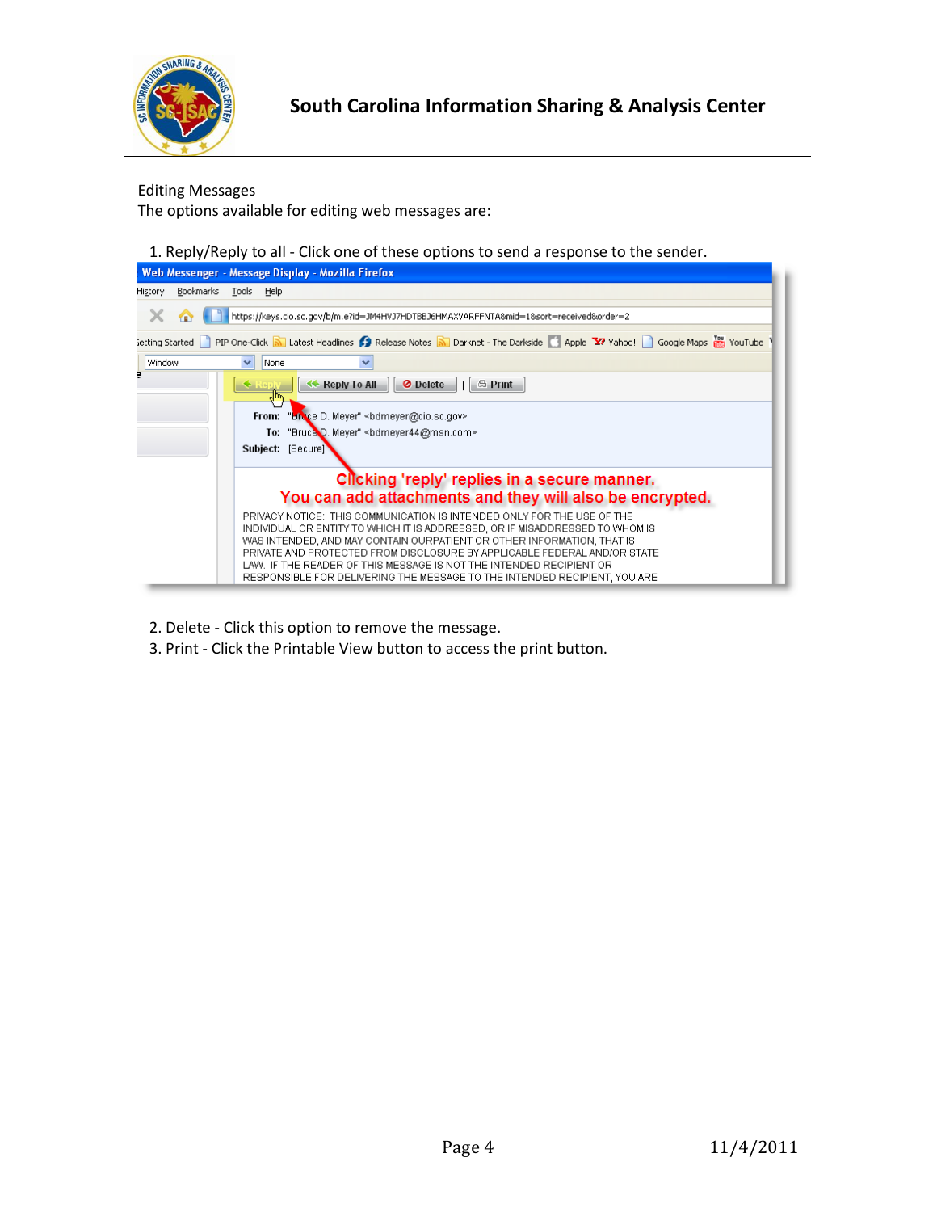Editing Messages

The options available for editing web messages are:

1. Reply/Reply to all - Click one of these options to send a response to the sender.
2. Delete - Click this option to remove the message.
3. Print - Click the Printable View button to access the print button.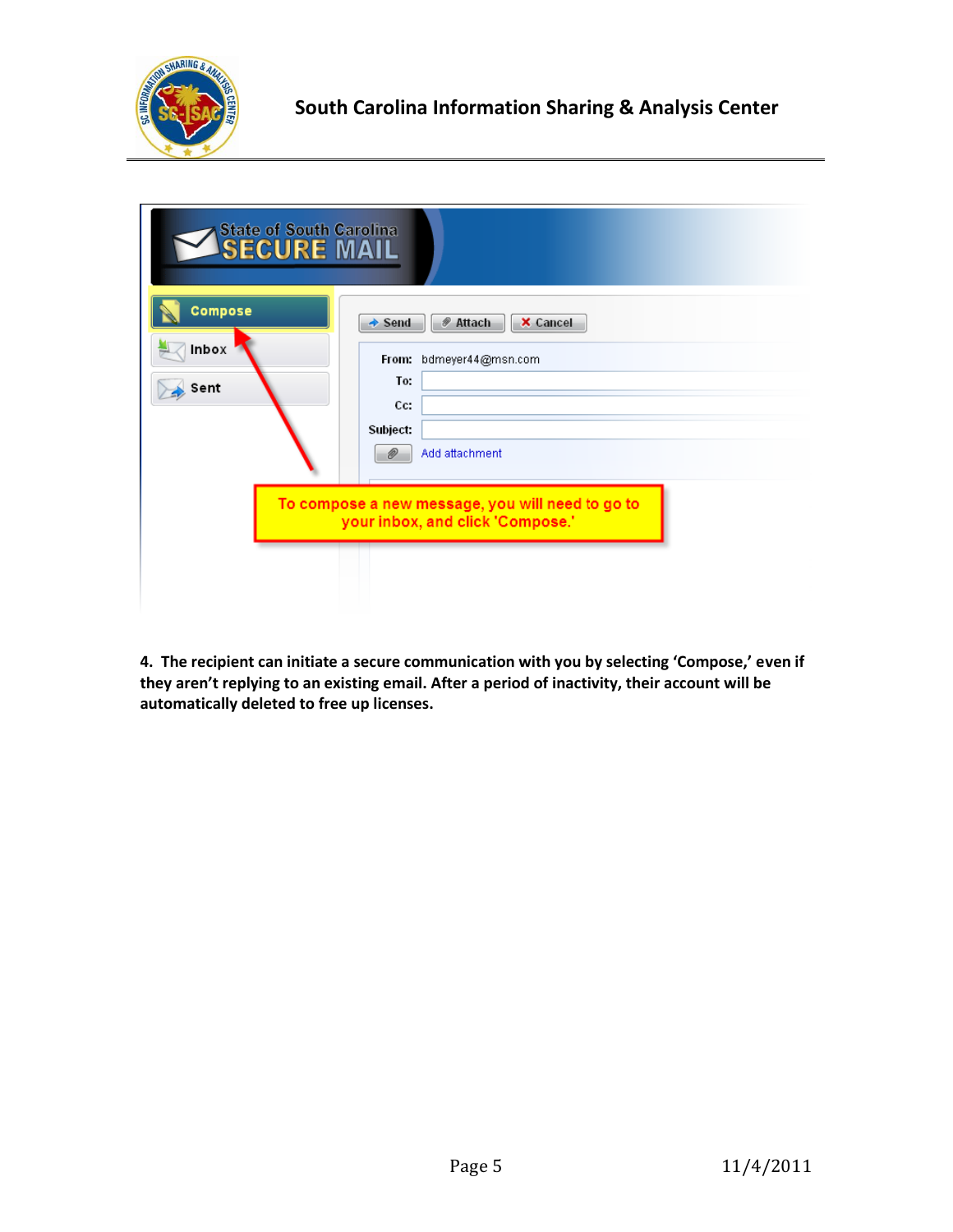**4. The recipient can initiate a secure communication with you by selecting 'Compose,' even if they aren't replying to an existing email. After a period of inactivity, their account will be automatically deleted to free up licenses.**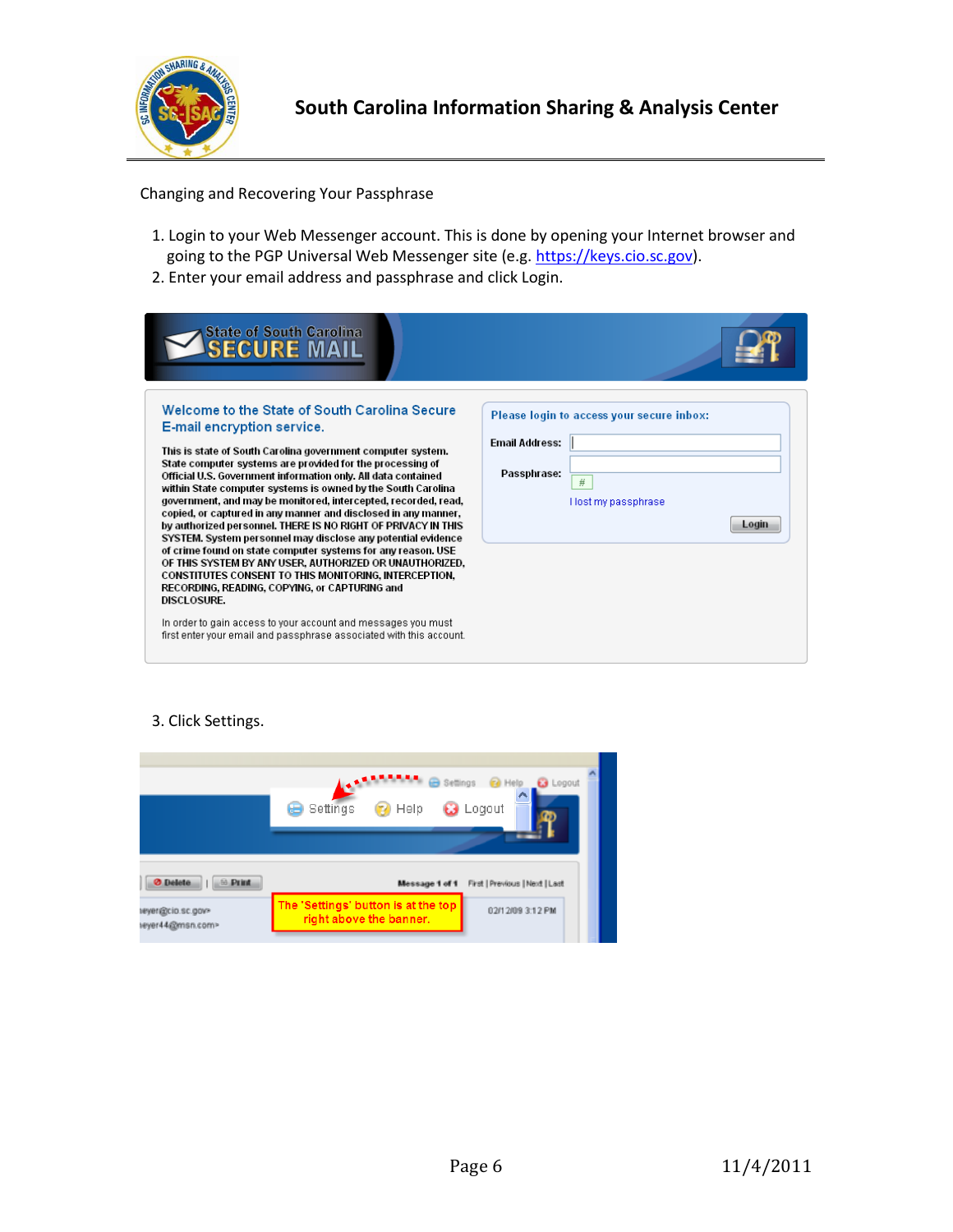Changing and Recovering Your Passphrase

1. Login to your Web Messenger account. This is done by opening your Internet browser and going to the PGP Universal Web Messenger site (e.g. https://keys.cio.sc.gov).
2. Enter your email address and passphrase and click Login.

3. Click Settings.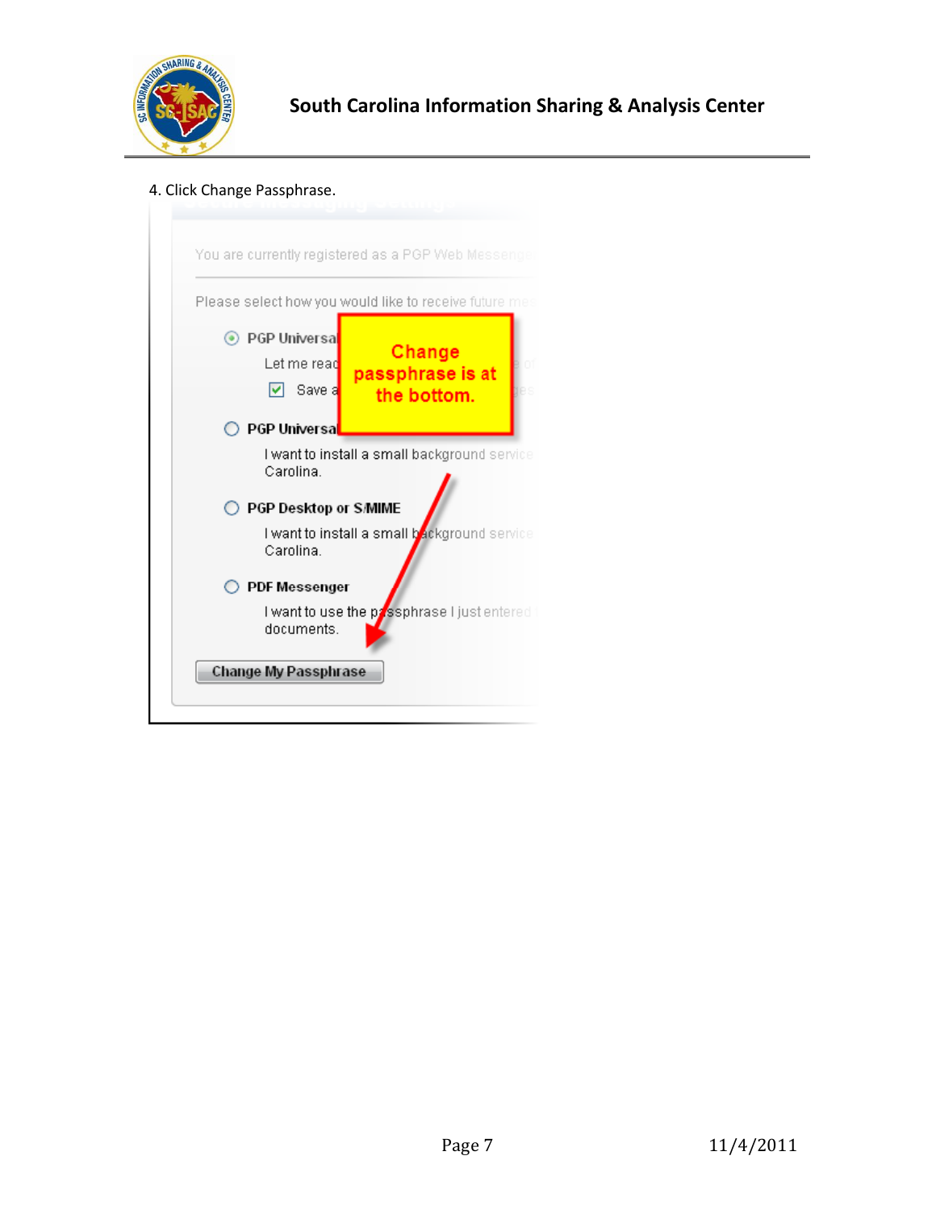4. Click Change Passphrase.

You are currently registered as a PGP Web Messeng

Please select how you would like to receive future mes

PGP Universa

Let me read

Save a

Change passphrase is at the bottom.

PGP Universa

I want to install a small background service Carolina.

PGP Desktop or S/MIME

I want to install a small background service Carolina.

PDF Messenger

I want to use the passphrase I just entered documents.

Change My Passphrase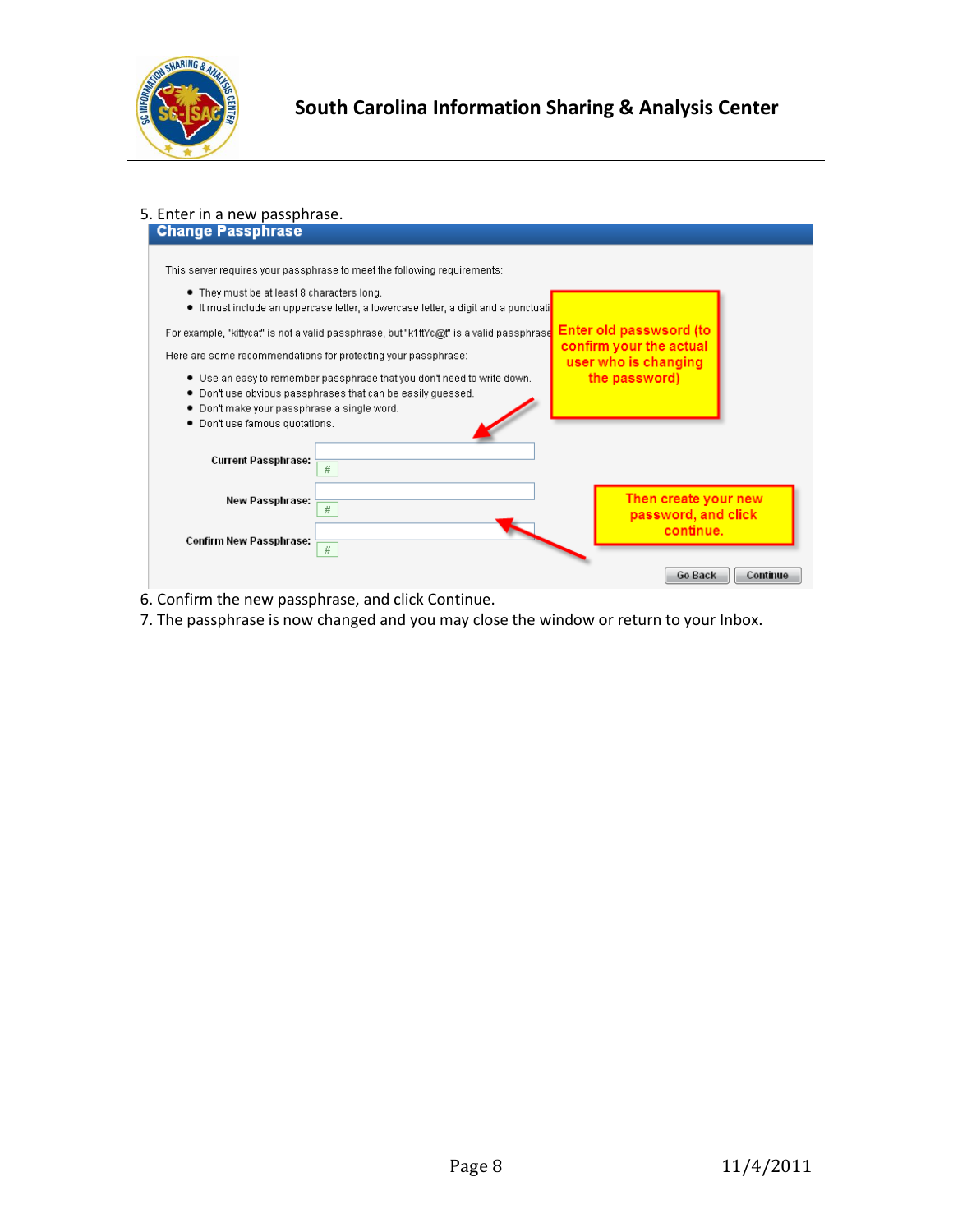5. Enter in a new passphrase.

**Change Passphrase**

This server requires your passphrase to meet the following requirements:

- They must be at least 8 characters long.
- It must include an uppercase letter, a lowercase letter, a digit and a punctuati

For example, "kittycat" is not a valid passphrase, but "k1ttYc@t" is a valid passphrase

Here are some recommendations for protecting your passphrase:

- Use an easy to remember passphrase that you don't need to write down.
- Don't use obvious passphrases that can be easily guessed.
- Don't make your passphrase a single word.
- Don't use famous quotations.

Enter old passswsord (to confirm your the actual user who is changing the password)

**Current Passphrase:**

**New Passphrase:**

**Confirm New Passphrase:**

Then create your new password, and click continue.

Go Back | Continue

6. Confirm the new passphrase, and click Continue.
7. The passphrase is now changed and you may close the window or return to your Inbox.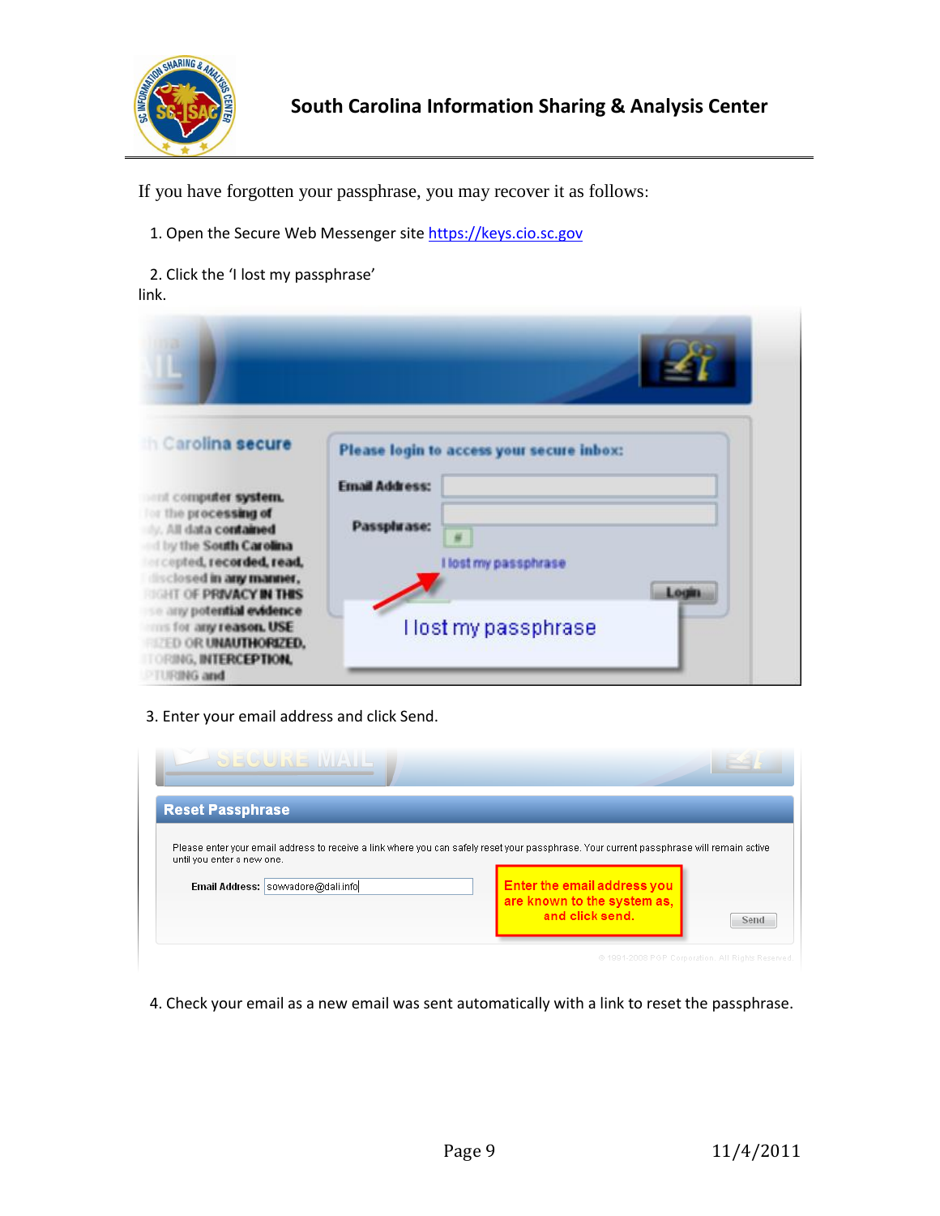If you have forgotten your passphrase, you may recover it as follows:

1. Open the Secure Web Messenger site https://keys.cio.sc.gov

2. Click the ‘I lost my passphrase’ link.

3. Enter your email address and click Send.

4. Check your email as a new email was sent automatically with a link to reset the passphrase.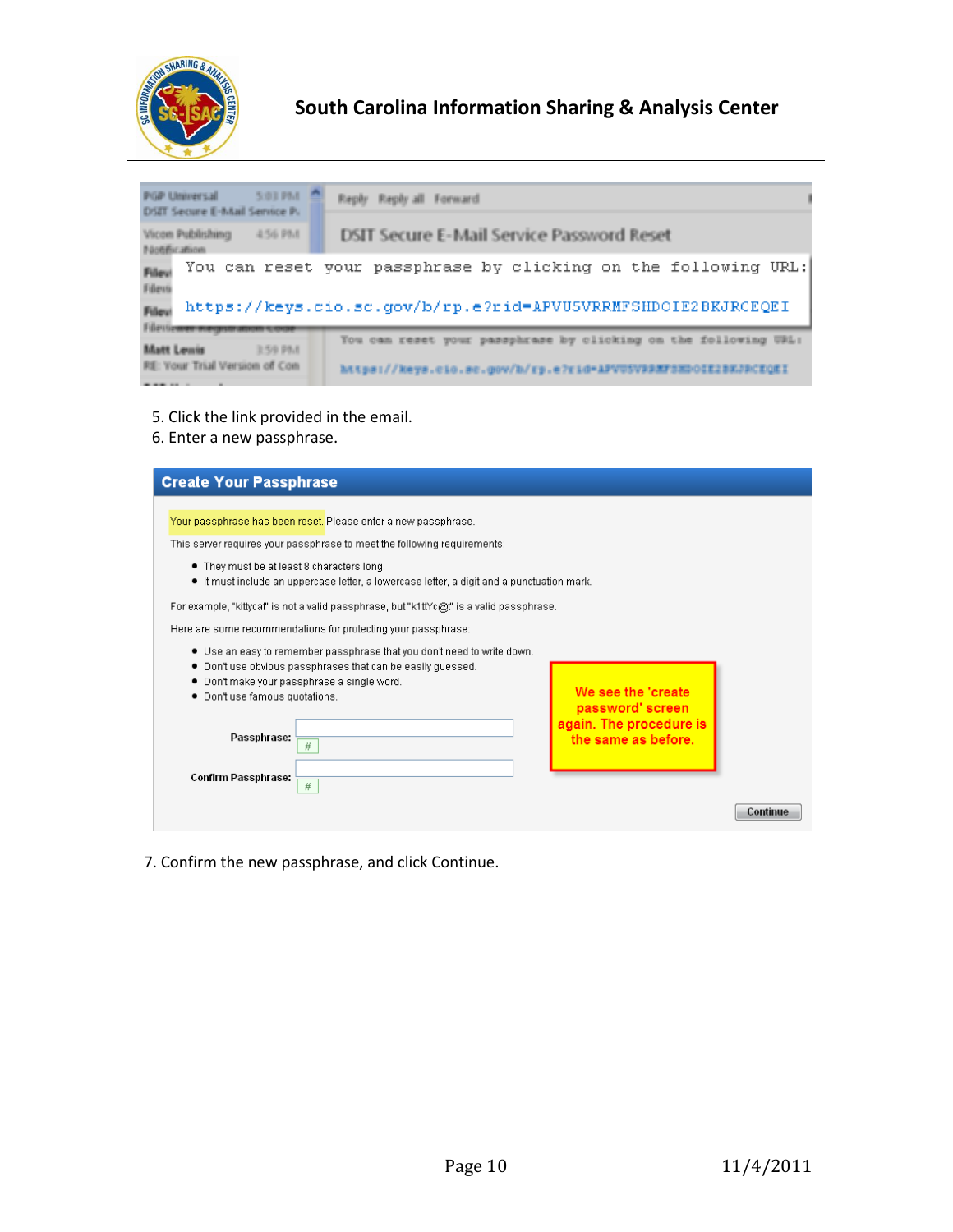5. Click the link provided in the email.
6. Enter a new passphrase.

7. Confirm the new passphrase, and click Continue.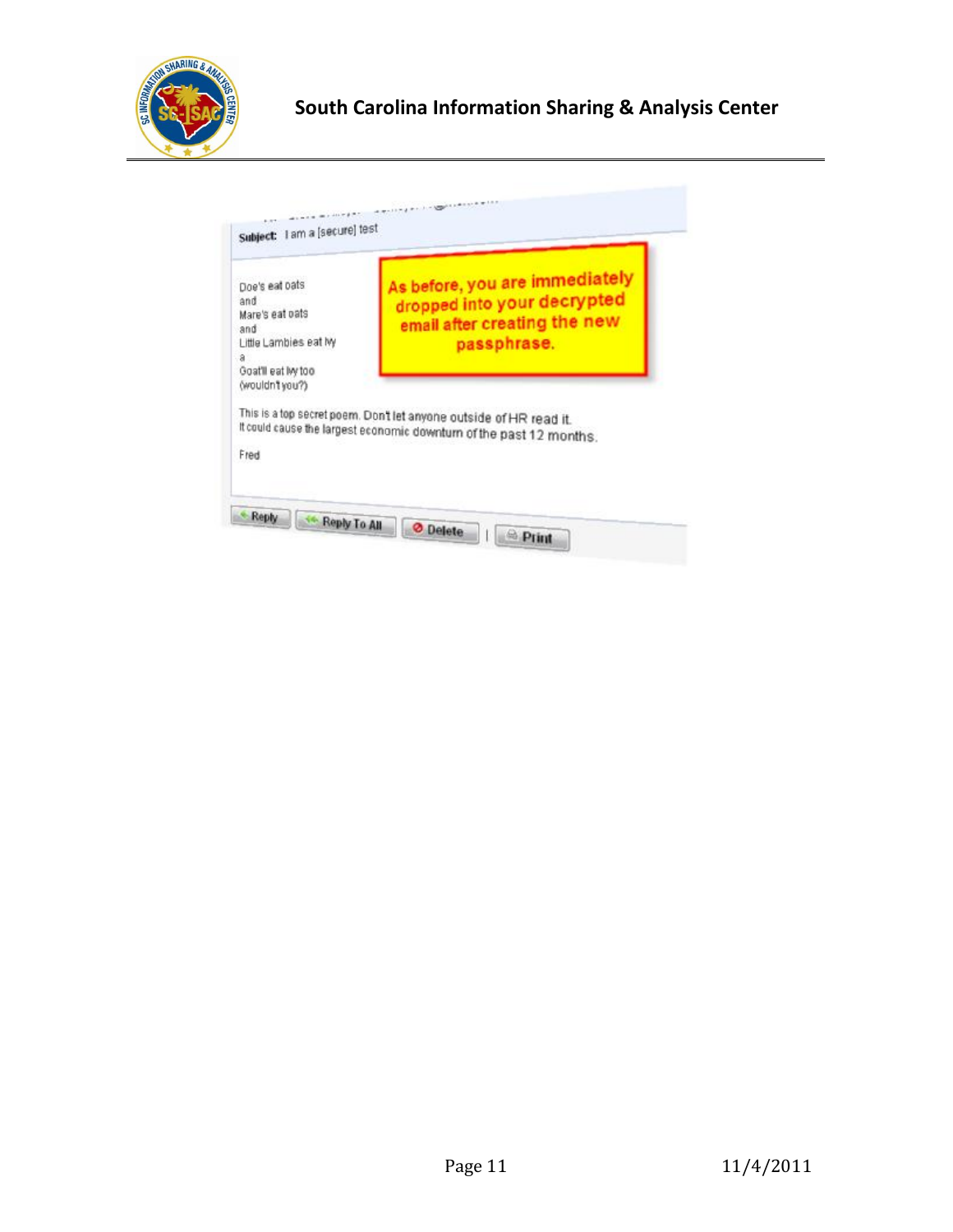Subject: I am a [secure] test

Doe's eat oats
and
Mare's eat oats
and
Little Lambies eat Ivy
a
Goat'll eat Ivy too
(wouldn't you?)

As before, you are immediately dropped into your decrypted email after creating the new passphrase.

This is a top secret poem. Don't let anyone outside of HR read it.
It could cause the largest economic downturn of the past 12 months.

Fred

Reply | Reply To All | Delete | Print